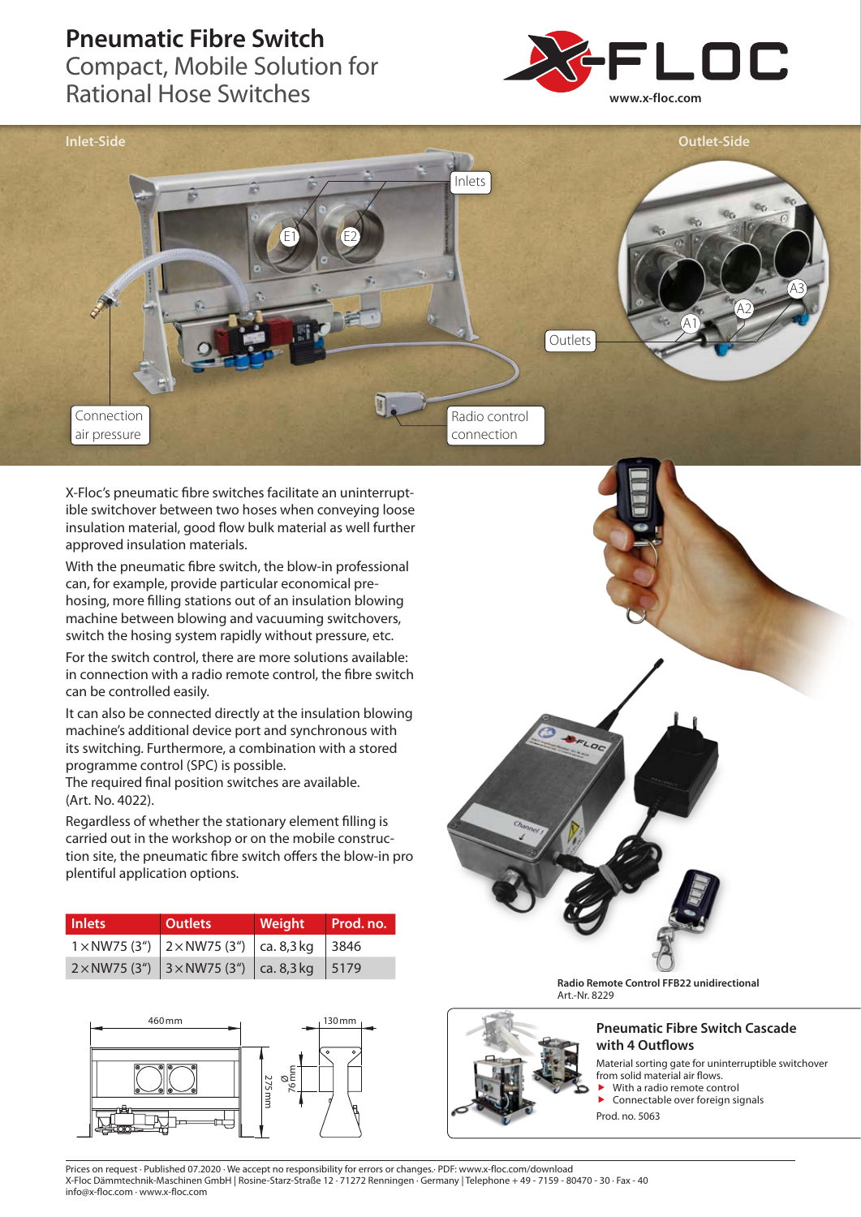# Pneumatic Fibre Switch

## Compact, Mobile Solution for Rational Hose Switches

www.x-floc.com

Inlet-Side

Outlet-Side

Inlets E1 E2

Outlets A1 A2 A3

Connection air pressure

Radio control connection

X-Floc's pneumatic fibre switches facilitate an uninterruptible switchover between two hoses when conveying loose insulation material, good flow bulk material as well further approved insulation materials.

With the pneumatic fibre switch, the blow-in professional can, for example, provide particular economical pre-hosing, more filling stations out of an insulation blowing machine between blowing and vacuuming switchovers, switch the hosing system rapidly without pressure, etc.

For the switch control, there are more solutions available: in connection with a radio remote control, the fibre switch can be controlled easily.

It can also be connected directly at the insulation blowing machine's additional device port and synchronous with its switching. Furthermore, a combination with a stored programme control (SPC) is possible.
The required final position switches are available.
(Art. No. 4022).

Regardless of whether the stationary element filling is carried out in the workshop or on the mobile construction site, the pneumatic fibre switch offers the blow-in pro plentiful application options.

| Inlets | Outlets | Weight | Prod. no. |
|---|---|---|---|
| 1×NW75 (3“) | 2×NW75 (3“) | ca. 8,3 kg | 3846 |
| 2×NW75 (3“) | 3×NW75 (3“) | ca. 8,3 kg | 5179 |

460 mm | 275 mm | 130 mm | Ø 76 mm

**Radio Remote Control FFB22 unidirectional**
Art.-Nr. 8229

### Pneumatic Fibre Switch Cascade with 4 Outflows

Material sorting gate for uninterruptible switchover from solid material air flows.

- With a radio remote control
- Connectable over foreign signals

Prod. no. 5063

Prices on request · Published 07.2020 · We accept no responsibility for errors or changes.· PDF: www.x-floc.com/download
X-Floc Dämmtechnik-Maschinen GmbH | Rosine-Starz-Straße 12 · 71272 Renningen · Germany | Telephone + 49 - 7159 - 80470 - 30 · Fax - 40
info@x-floc.com · www.x-floc.com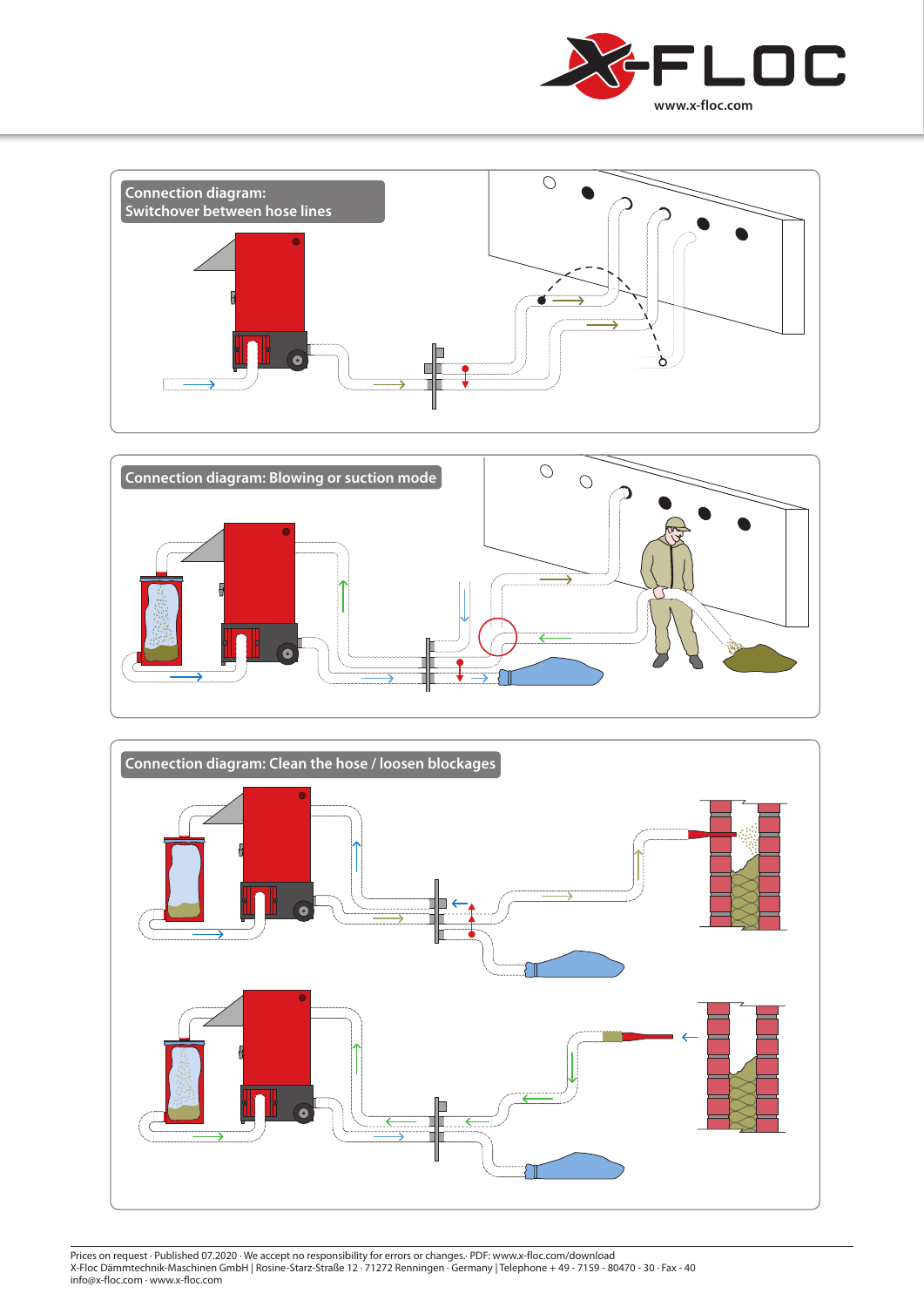## Connection diagram: Switchover between hose lines

## Connection diagram: Blowing or suction mode

## Connection diagram: Clean the hose / loosen blockages

Prices on request · Published 07.2020 · We accept no responsibility for errors or changes.· PDF: www.x-floc.com/download
X-Floc Dämmtechnik-Maschinen GmbH | Rosine-Starz-Straße 12 · 71272 Renningen · Germany | Telephone + 49 - 7159 - 80470 - 30 · Fax - 40
info@x-floc.com · www.x-floc.com